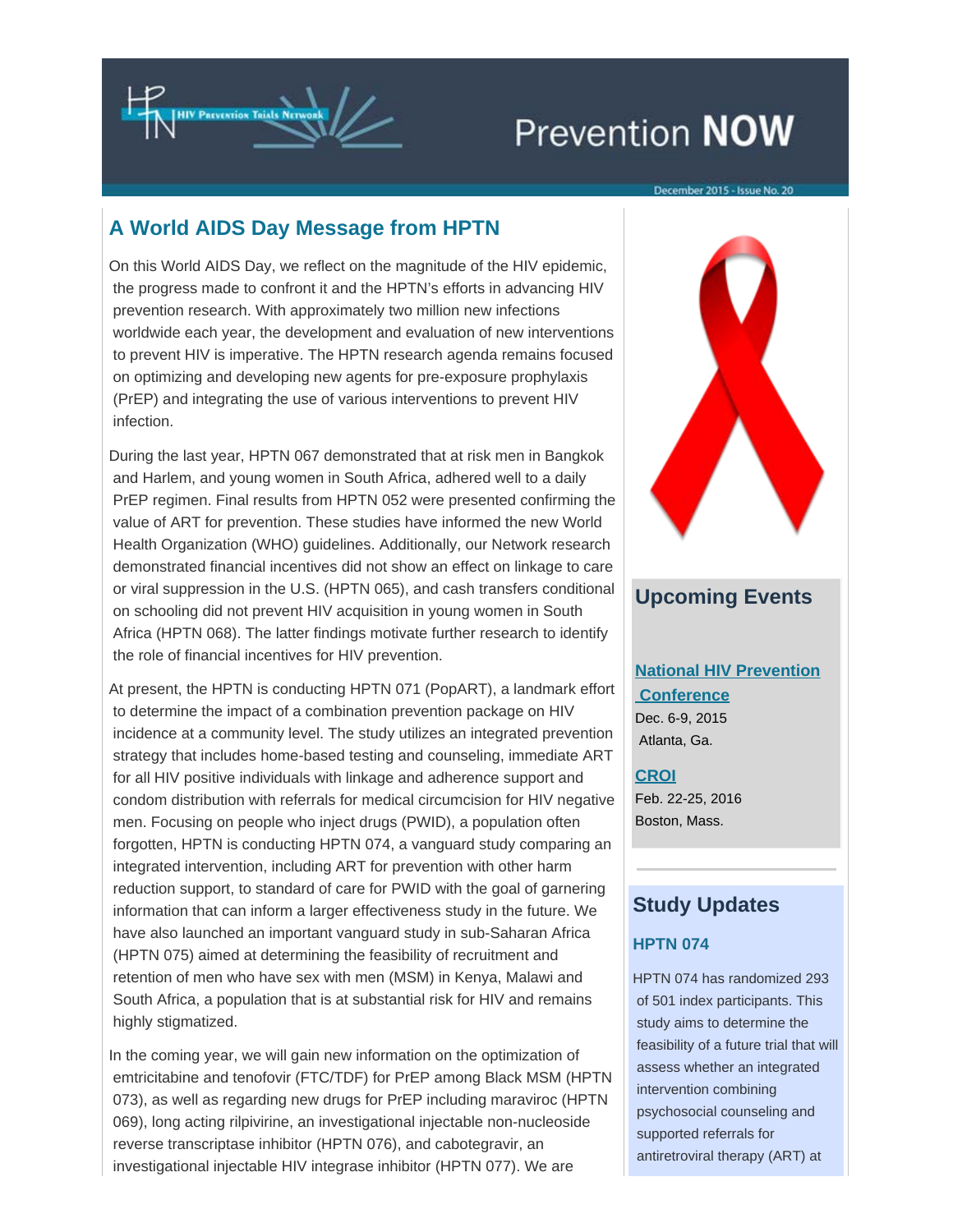# Prevention NOW

December 2015 - Issue No. 20

## A World AIDS Day Message from HPTN

On this World AIDS Day, we reflect on the magnitude of the HIV epidemic, the progress made to confront it and the HPTN's efforts in advancing HIV prevention research. With approximately two million new infections worldwide each year, the development and evaluation of new interventions to prevent HIV is imperative. The HPTN research agenda remains focused on optimizing and developing new agents for pre-exposure prophylaxis (PrEP) and integrating the use of various interventions to prevent HIV infection.

During the last year, HPTN 067 demonstrated that at risk men in Bangkok and Harlem, and young women in South Africa, adhered well to a daily PrEP regimen. Final results from HPTN 052 were presented confirming the value of ART for prevention. These studies have informed the new World Health Organization (WHO) guidelines. Additionally, our Network research demonstrated financial incentives did not show an effect on linkage to care or viral suppression in the U.S. (HPTN 065), and cash transfers conditional on schooling did not prevent HIV acquisition in young women in South Africa (HPTN 068). The latter findings motivate further research to identify the role of financial incentives for HIV prevention.

At present, the HPTN is conducting HPTN 071 (PopART), a landmark effort to determine the impact of a combination prevention package on HIV incidence at a community level. The study utilizes an integrated prevention strategy that includes home-based testing and counseling, immediate ART for all HIV positive individuals with linkage and adherence support and condom distribution with referrals for medical circumcision for HIV negative men. Focusing on people who inject drugs (PWID), a population often forgotten, HPTN is conducting HPTN 074, a vanguard study comparing an integrated intervention, including ART for prevention with other harm reduction support, to standard of care for PWID with the goal of garnering information that can inform a larger effectiveness study in the future. We have also launched an important vanguard study in sub-Saharan Africa (HPTN 075) aimed at determining the feasibility of recruitment and retention of men who have sex with men (MSM) in Kenya, Malawi and South Africa, a population that is at substantial risk for HIV and remains highly stigmatized.

In the coming year, we will gain new information on the optimization of emtricitabine and tenofovir (FTC/TDF) for PrEP among Black MSM (HPTN 073), as well as regarding new drugs for PrEP including maraviroc (HPTN 069), long acting rilpivirine, an investigational injectable non-nucleoside reverse transcriptase inhibitor (HPTN 076), and cabotegravir, an investigational injectable HIV integrase inhibitor (HPTN 077). We are

## Upcoming Events

**National HIV Prevention Conference**
Dec. 6-9, 2015
Atlanta, Ga.

**CROI**
Feb. 22-25, 2016
Boston, Mass.

## Study Updates

### HPTN 074

HPTN 074 has randomized 293 of 501 index participants. This study aims to determine the feasibility of a future trial that will assess whether an integrated intervention combining psychosocial counseling and supported referrals for antiretroviral therapy (ART) at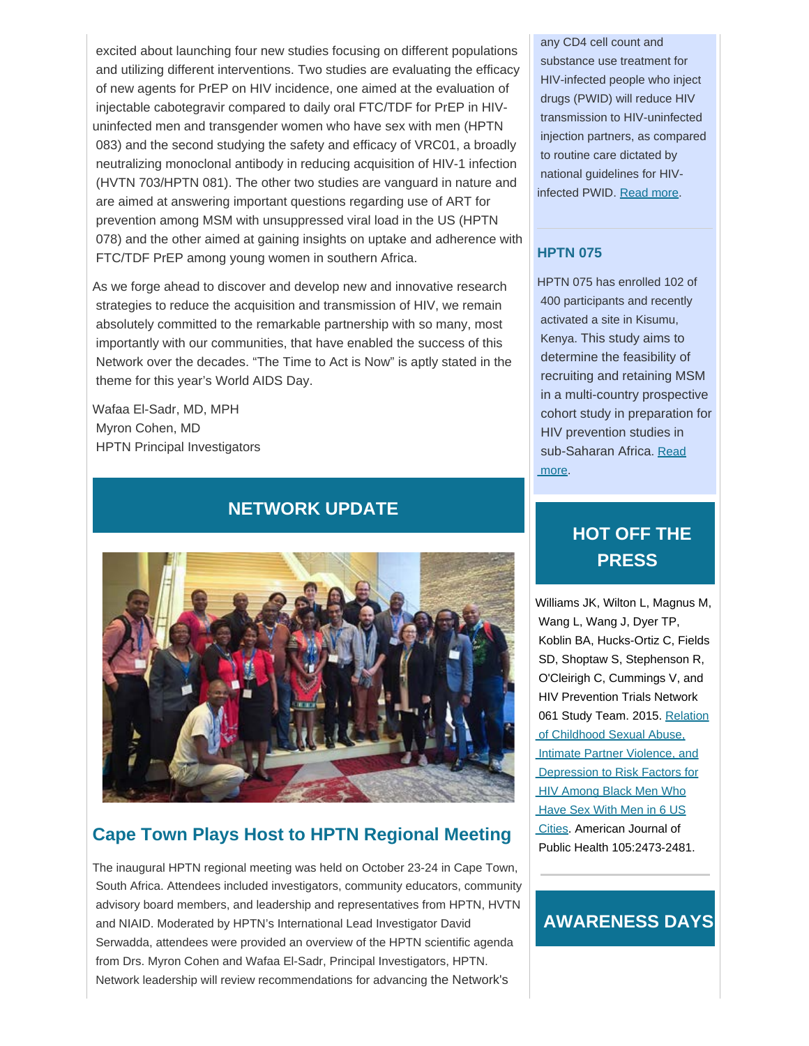excited about launching four new studies focusing on different populations and utilizing different interventions. Two studies are evaluating the efficacy of new agents for PrEP on HIV incidence, one aimed at the evaluation of injectable cabotegravir compared to daily oral FTC/TDF for PrEP in HIV-uninfected men and transgender women who have sex with men (HPTN 083) and the second studying the safety and efficacy of VRC01, a broadly neutralizing monoclonal antibody in reducing acquisition of HIV-1 infection (HVTN 703/HPTN 081). The other two studies are vanguard in nature and are aimed at answering important questions regarding use of ART for prevention among MSM with unsuppressed viral load in the US (HPTN 078) and the other aimed at gaining insights on uptake and adherence with FTC/TDF PrEP among young women in southern Africa.

As we forge ahead to discover and develop new and innovative research strategies to reduce the acquisition and transmission of HIV, we remain absolutely committed to the remarkable partnership with so many, most importantly with our communities, that have enabled the success of this Network over the decades. "The Time to Act is Now" is aptly stated in the theme for this year's World AIDS Day.

Wafaa El-Sadr, MD, MPH
Myron Cohen, MD
HPTN Principal Investigators

## NETWORK UPDATE

### Cape Town Plays Host to HPTN Regional Meeting

The inaugural HPTN regional meeting was held on October 23-24 in Cape Town, South Africa. Attendees included investigators, community educators, community advisory board members, and leadership and representatives from HPTN, HVTN and NIAID. Moderated by HPTN's International Lead Investigator David Serwadda, attendees were provided an overview of the HPTN scientific agenda from Drs. Myron Cohen and Wafaa El-Sadr, Principal Investigators, HPTN. Network leadership will review recommendations for advancing the Network's

any CD4 cell count and substance use treatment for HIV-infected people who inject drugs (PWID) will reduce HIV transmission to HIV-uninfected injection partners, as compared to routine care dictated by national guidelines for HIV-infected PWID. Read more.

### HPTN 075

HPTN 075 has enrolled 102 of 400 participants and recently activated a site in Kisumu, Kenya. This study aims to determine the feasibility of recruiting and retaining MSM in a multi-country prospective cohort study in preparation for HIV prevention studies in sub-Saharan Africa. Read more.

## HOT OFF THE PRESS

Williams JK, Wilton L, Magnus M, Wang L, Wang J, Dyer TP, Koblin BA, Hucks-Ortiz C, Fields SD, Shoptaw S, Stephenson R, O'Cleirigh C, Cummings V, and HIV Prevention Trials Network 061 Study Team. 2015. Relation of Childhood Sexual Abuse, Intimate Partner Violence, and Depression to Risk Factors for HIV Among Black Men Who Have Sex With Men in 6 US Cities. American Journal of Public Health 105:2473-2481.

## AWARENESS DAYS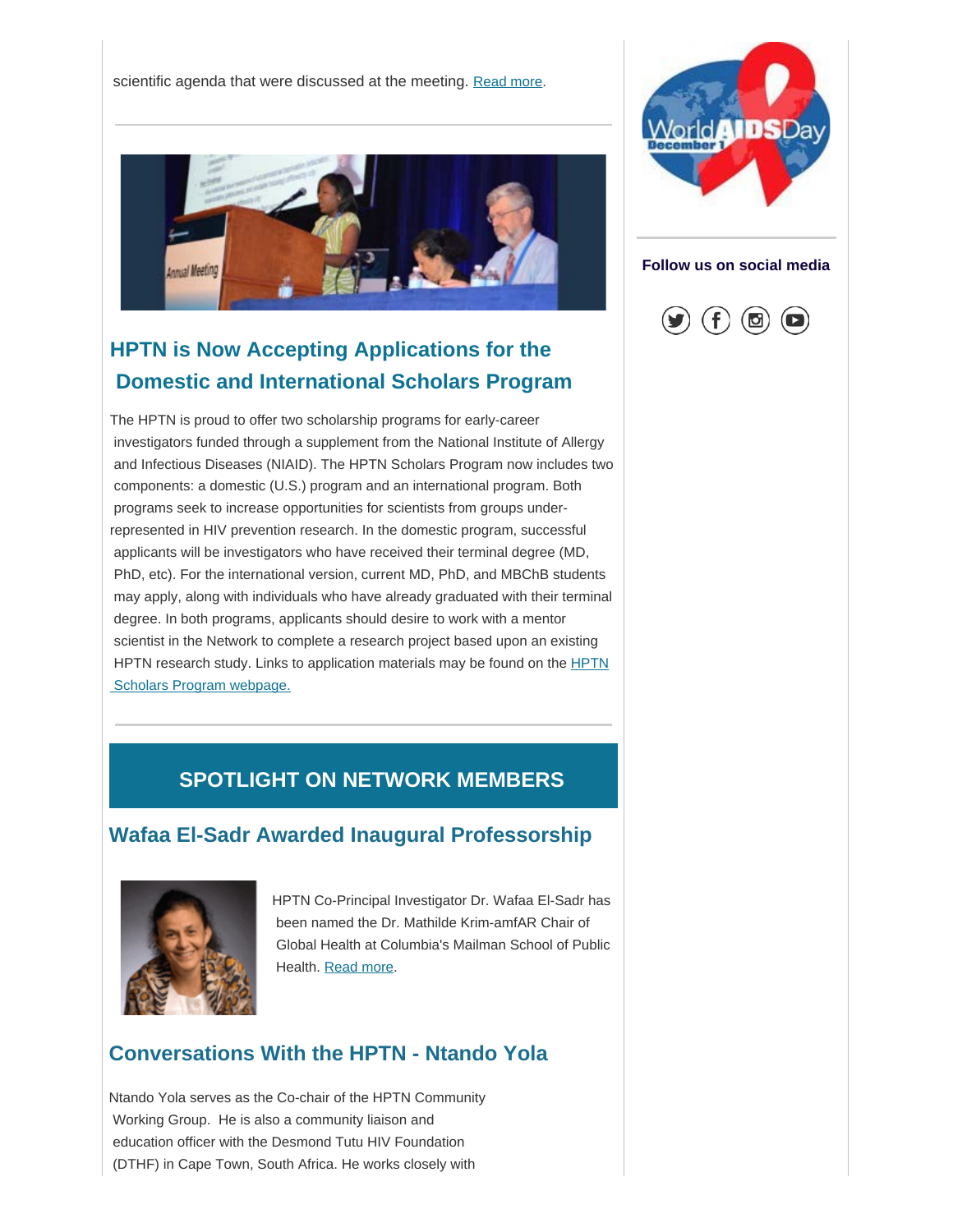scientific agenda that were discussed at the meeting. Read more.

## HPTN is Now Accepting Applications for the Domestic and International Scholars Program

The HPTN is proud to offer two scholarship programs for early-career investigators funded through a supplement from the National Institute of Allergy and Infectious Diseases (NIAID). The HPTN Scholars Program now includes two components: a domestic (U.S.) program and an international program. Both programs seek to increase opportunities for scientists from groups under-represented in HIV prevention research. In the domestic program, successful applicants will be investigators who have received their terminal degree (MD, PhD, etc). For the international version, current MD, PhD, and MBChB students may apply, along with individuals who have already graduated with their terminal degree. In both programs, applicants should desire to work with a mentor scientist in the Network to complete a research project based upon an existing HPTN research study. Links to application materials may be found on the HPTN Scholars Program webpage.

## SPOTLIGHT ON NETWORK MEMBERS

### Wafaa El-Sadr Awarded Inaugural Professorship

HPTN Co-Principal Investigator Dr. Wafaa El-Sadr has been named the Dr. Mathilde Krim-amfAR Chair of Global Health at Columbia's Mailman School of Public Health. Read more.

### Conversations With the HPTN - Ntando Yola

Ntando Yola serves as the Co-chair of the HPTN Community Working Group. He is also a community liaison and education officer with the Desmond Tutu HIV Foundation (DTHF) in Cape Town, South Africa. He works closely with

World AIDS Day December 1

**Follow us on social media**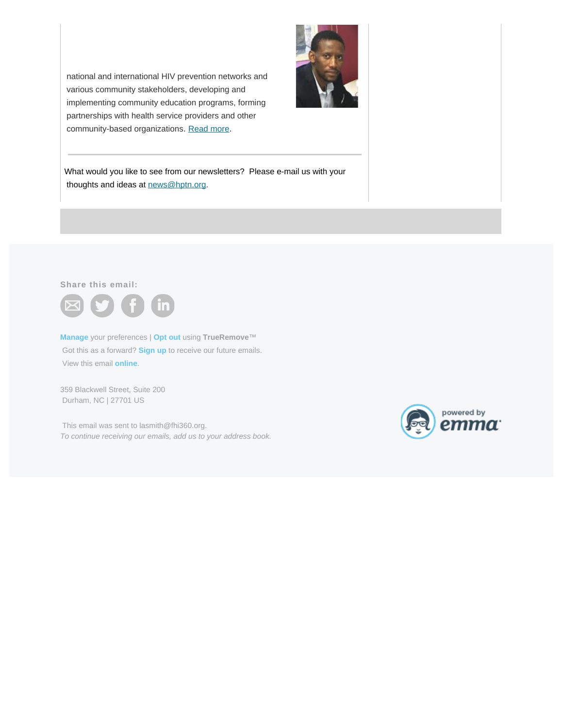national and international HIV prevention networks and various community stakeholders, developing and implementing community education programs, forming partnerships with health service providers and other community-based organizations. Read more.

---

What would you like to see from our newsletters? Please e-mail us with your thoughts and ideas at news@hptn.org.

**Share this email:**

**Manage** your preferences | **Opt out** using **TrueRemove**™
Got this as a forward? **Sign up** to receive our future emails.
View this email **online**.

359 Blackwell Street, Suite 200
Durham, NC | 27701 US

This email was sent to lasmith@fhi360.org.
*To continue receiving our emails, add us to your address book.*

powered by emma